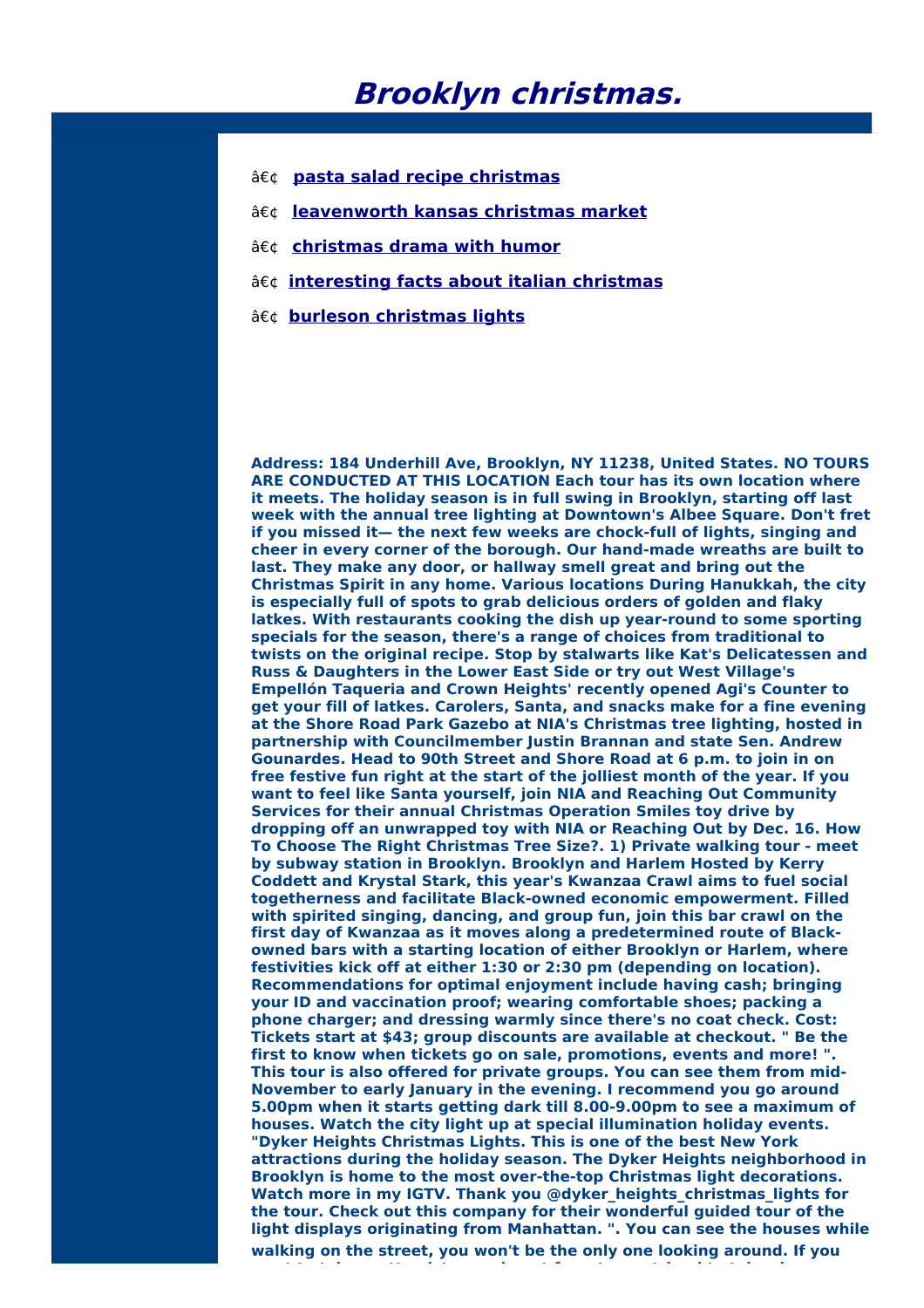# Brooklyn christmas.

- â€¢ **pasta salad recipe christmas**
- â€¢ **leavenworth kansas christmas market**
- â€¢ **christmas drama with humor**
- â€¢ **interesting facts about italian christmas**
- â€¢ **burleson christmas lights**

**Address: 184 Underhill Ave, Brooklyn, NY 11238, United States. NO TOURS ARE CONDUCTED AT THIS LOCATION Each tour has its own location where it meets. The holiday season is in full swing in Brooklyn, starting off last week with the annual tree lighting at Downtown's Albee Square. Don't fret if you missed it— the next few weeks are chock-full of lights, singing and cheer in every corner of the borough. Our hand-made wreaths are built to last. They make any door, or hallway smell great and bring out the Christmas Spirit in any home. Various locations During Hanukkah, the city is especially full of spots to grab delicious orders of golden and flaky latkes. With restaurants cooking the dish up year-round to some sporting specials for the season, there's a range of choices from traditional to twists on the original recipe. Stop by stalwarts like Kat's Delicatessen and Russ & Daughters in the Lower East Side or try out West Village's Empellón Taqueria and Crown Heights' recently opened Agi's Counter to get your fill of latkes. Carolers, Santa, and snacks make for a fine evening at the Shore Road Park Gazebo at NIA's Christmas tree lighting, hosted in partnership with Councilmember Justin Brannan and state Sen. Andrew Gounardes. Head to 90th Street and Shore Road at 6 p.m. to join in on free festive fun right at the start of the jolliest month of the year. If you want to feel like Santa yourself, join NIA and Reaching Out Community Services for their annual Christmas Operation Smiles toy drive by dropping off an unwrapped toy with NIA or Reaching Out by Dec. 16. How To Choose The Right Christmas Tree Size?. 1) Private walking tour - meet by subway station in Brooklyn. Brooklyn and Harlem Hosted by Kerry Coddett and Krystal Stark, this year's Kwanzaa Crawl aims to fuel social togetherness and facilitate Black-owned economic empowerment. Filled with spirited singing, dancing, and group fun, join this bar crawl on the first day of Kwanzaa as it moves along a predetermined route of Black-owned bars with a starting location of either Brooklyn or Harlem, where festivities kick off at either 1:30 or 2:30 pm (depending on location). Recommendations for optimal enjoyment include having cash; bringing your ID and vaccination proof; wearing comfortable shoes; packing a phone charger; and dressing warmly since there's no coat check. Cost: Tickets start at $43; group discounts are available at checkout. " Be the first to know when tickets go on sale, promotions, events and more! ". This tour is also offered for private groups. You can see them from mid-November to early January in the evening. I recommend you go around 5.00pm when it starts getting dark till 8.00-9.00pm to see a maximum of houses. Watch the city light up at special illumination holiday events. "Dyker Heights Christmas Lights. This is one of the best New York attractions during the holiday season. The Dyker Heights neighborhood in Brooklyn is home to the most over-the-top Christmas light decorations. Watch more in my IGTV. Thank you @dyker_heights_christmas_lights for the tour. Check out this company for their wonderful guided tour of the light displays originating from Manhattan. ". You can see the houses while walking on the street, you won't be the only one looking around. If you**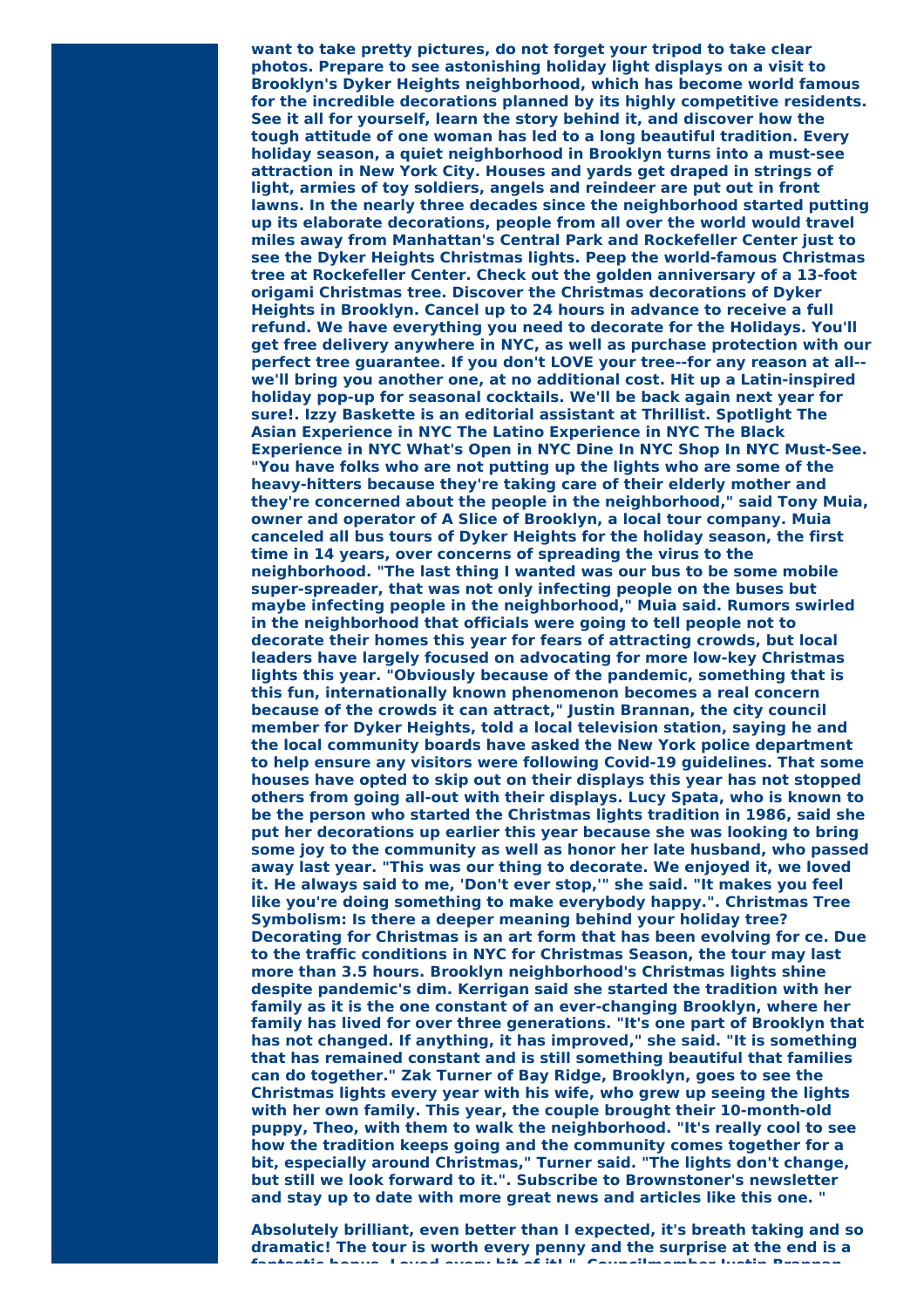**want to take pretty pictures, do not forget your tripod to take clear photos. Prepare to see astonishing holiday light displays on a visit to Brooklyn's Dyker Heights neighborhood, which has become world famous for the incredible decorations planned by its highly competitive residents. See it all for yourself, learn the story behind it, and discover how the tough attitude of one woman has led to a long beautiful tradition. Every holiday season, a quiet neighborhood in Brooklyn turns into a must-see attraction in New York City. Houses and yards get draped in strings of light, armies of toy soldiers, angels and reindeer are put out in front lawns. In the nearly three decades since the neighborhood started putting up its elaborate decorations, people from all over the world would travel miles away from Manhattan's Central Park and Rockefeller Center just to see the Dyker Heights Christmas lights. Peep the world-famous Christmas tree at Rockefeller Center. Check out the golden anniversary of a 13-foot origami Christmas tree. Discover the Christmas decorations of Dyker Heights in Brooklyn. Cancel up to 24 hours in advance to receive a full refund. We have everything you need to decorate for the Holidays. You'll get free delivery anywhere in NYC, as well as purchase protection with our perfect tree guarantee. If you don't LOVE your tree--for any reason at all--we'll bring you another one, at no additional cost. Hit up a Latin-inspired holiday pop-up for seasonal cocktails. We'll be back again next year for sure!. Izzy Baskette is an editorial assistant at Thrillist. Spotlight The Asian Experience in NYC The Latino Experience in NYC The Black Experience in NYC What's Open in NYC Dine In NYC Shop In NYC Must-See. "You have folks who are not putting up the lights who are some of the heavy-hitters because they're taking care of their elderly mother and they're concerned about the people in the neighborhood," said Tony Muia, owner and operator of A Slice of Brooklyn, a local tour company. Muia canceled all bus tours of Dyker Heights for the holiday season, the first time in 14 years, over concerns of spreading the virus to the neighborhood. "The last thing I wanted was our bus to be some mobile super-spreader, that was not only infecting people on the buses but maybe infecting people in the neighborhood," Muia said. Rumors swirled in the neighborhood that officials were going to tell people not to decorate their homes this year for fears of attracting crowds, but local leaders have largely focused on advocating for more low-key Christmas lights this year. "Obviously because of the pandemic, something that is this fun, internationally known phenomenon becomes a real concern because of the crowds it can attract," Justin Brannan, the city council member for Dyker Heights, told a local television station, saying he and the local community boards have asked the New York police department to help ensure any visitors were following Covid-19 guidelines. That some houses have opted to skip out on their displays this year has not stopped others from going all-out with their displays. Lucy Spata, who is known to be the person who started the Christmas lights tradition in 1986, said she put her decorations up earlier this year because she was looking to bring some joy to the community as well as honor her late husband, who passed away last year. "This was our thing to decorate. We enjoyed it, we loved it. He always said to me, 'Don't ever stop,'" she said. "It makes you feel like you're doing something to make everybody happy.". Christmas Tree Symbolism: Is there a deeper meaning behind your holiday tree? Decorating for Christmas is an art form that has been evolving for ce. Due to the traffic conditions in NYC for Christmas Season, the tour may last more than 3.5 hours. Brooklyn neighborhood's Christmas lights shine despite pandemic's dim. Kerrigan said she started the tradition with her family as it is the one constant of an ever-changing Brooklyn, where her family has lived for over three generations. "It's one part of Brooklyn that has not changed. If anything, it has improved," she said. "It is something that has remained constant and is still something beautiful that families can do together." Zak Turner of Bay Ridge, Brooklyn, goes to see the Christmas lights every year with his wife, who grew up seeing the lights with her own family. This year, the couple brought their 10-month-old puppy, Theo, with them to walk the neighborhood. "It's really cool to see how the tradition keeps going and the community comes together for a bit, especially around Christmas," Turner said. "The lights don't change, but still we look forward to it.". Subscribe to Brownstoner's newsletter and stay up to date with more great news and articles like this one. "**

**Absolutely brilliant, even better than I expected, it's breath taking and so dramatic! The tour is worth every penny and the surprise at the end is a fantastic bonus. Loved every bit of it!." Councilmember Justin Brannan**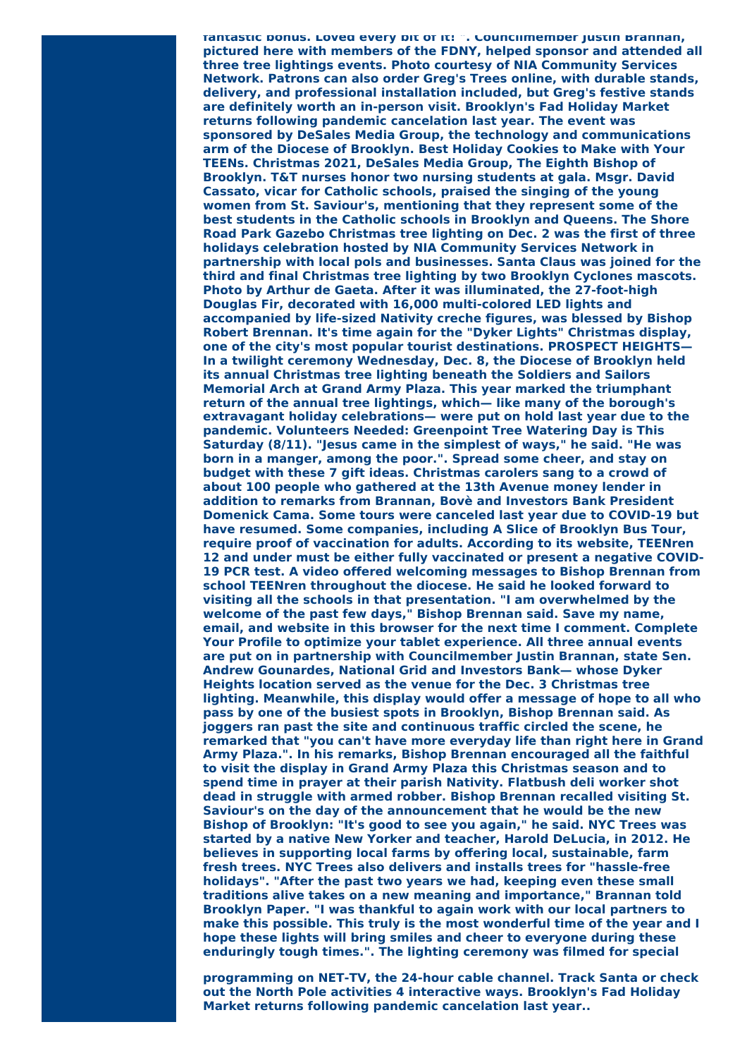**fantastic bonus. Loved every bit of it! ". Councilmember Justin Brannan, pictured here with members of the FDNY, helped sponsor and attended all three tree lightings events. Photo courtesy of NIA Community Services Network. Patrons can also order Greg's Trees online, with durable stands, delivery, and professional installation included, but Greg's festive stands are definitely worth an in-person visit. Brooklyn's Fad Holiday Market returns following pandemic cancelation last year. The event was sponsored by DeSales Media Group, the technology and communications arm of the Diocese of Brooklyn. Best Holiday Cookies to Make with Your TEENs. Christmas 2021, DeSales Media Group, The Eighth Bishop of Brooklyn. T&T nurses honor two nursing students at gala. Msgr. David Cassato, vicar for Catholic schools, praised the singing of the young women from St. Saviour's, mentioning that they represent some of the best students in the Catholic schools in Brooklyn and Queens. The Shore Road Park Gazebo Christmas tree lighting on Dec. 2 was the first of three holidays celebration hosted by NIA Community Services Network in partnership with local pols and businesses. Santa Claus was joined for the third and final Christmas tree lighting by two Brooklyn Cyclones mascots. Photo by Arthur de Gaeta. After it was illuminated, the 27-foot-high Douglas Fir, decorated with 16,000 multi-colored LED lights and accompanied by life-sized Nativity creche figures, was blessed by Bishop Robert Brennan. It's time again for the "Dyker Lights" Christmas display, one of the city's most popular tourist destinations. PROSPECT HEIGHTS— In a twilight ceremony Wednesday, Dec. 8, the Diocese of Brooklyn held its annual Christmas tree lighting beneath the Soldiers and Sailors Memorial Arch at Grand Army Plaza. This year marked the triumphant return of the annual tree lightings, which— like many of the borough's extravagant holiday celebrations— were put on hold last year due to the pandemic. Volunteers Needed: Greenpoint Tree Watering Day is This Saturday (8/11). "Jesus came in the simplest of ways," he said. "He was born in a manger, among the poor.". Spread some cheer, and stay on budget with these 7 gift ideas. Christmas carolers sang to a crowd of about 100 people who gathered at the 13th Avenue money lender in addition to remarks from Brannan, Bovè and Investors Bank President Domenick Cama. Some tours were canceled last year due to COVID-19 but have resumed. Some companies, including A Slice of Brooklyn Bus Tour, require proof of vaccination for adults. According to its website, TEENren 12 and under must be either fully vaccinated or present a negative COVID-19 PCR test. A video offered welcoming messages to Bishop Brennan from school TEENren throughout the diocese. He said he looked forward to visiting all the schools in that presentation. "I am overwhelmed by the welcome of the past few days," Bishop Brennan said. Save my name, email, and website in this browser for the next time I comment. Complete Your Profile to optimize your tablet experience. All three annual events are put on in partnership with Councilmember Justin Brannan, state Sen. Andrew Gounardes, National Grid and Investors Bank— whose Dyker Heights location served as the venue for the Dec. 3 Christmas tree lighting. Meanwhile, this display would offer a message of hope to all who pass by one of the busiest spots in Brooklyn, Bishop Brennan said. As joggers ran past the site and continuous traffic circled the scene, he remarked that "you can't have more everyday life than right here in Grand Army Plaza.". In his remarks, Bishop Brennan encouraged all the faithful to visit the display in Grand Army Plaza this Christmas season and to spend time in prayer at their parish Nativity. Flatbush deli worker shot dead in struggle with armed robber. Bishop Brennan recalled visiting St. Saviour's on the day of the announcement that he would be the new Bishop of Brooklyn: "It's good to see you again," he said. NYC Trees was started by a native New Yorker and teacher, Harold DeLucia, in 2012. He believes in supporting local farms by offering local, sustainable, farm fresh trees. NYC Trees also delivers and installs trees for "hassle-free holidays". "After the past two years we had, keeping even these small traditions alive takes on a new meaning and importance," Brannan told Brooklyn Paper. "I was thankful to again work with our local partners to make this possible. This truly is the most wonderful time of the year and I hope these lights will bring smiles and cheer to everyone during these enduringly tough times.". The lighting ceremony was filmed for special**

**programming on NET-TV, the 24-hour cable channel. Track Santa or check out the North Pole activities 4 interactive ways. Brooklyn's Fad Holiday Market returns following pandemic cancelation last year..**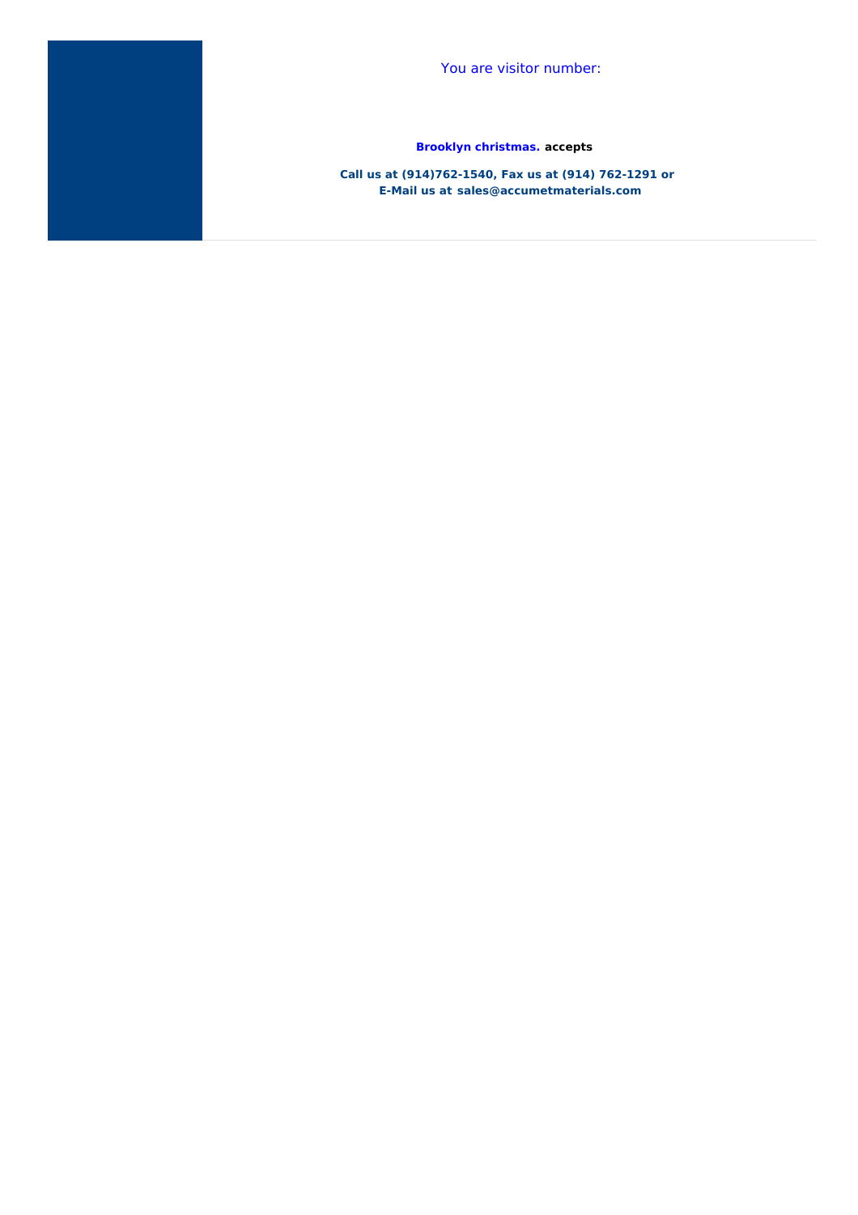You are visitor number:

**Brooklyn christmas. accepts**

**Call us at (914)762-1540, Fax us at (914) 762-1291 or E-Mail us at sales@accumetmaterials.com**